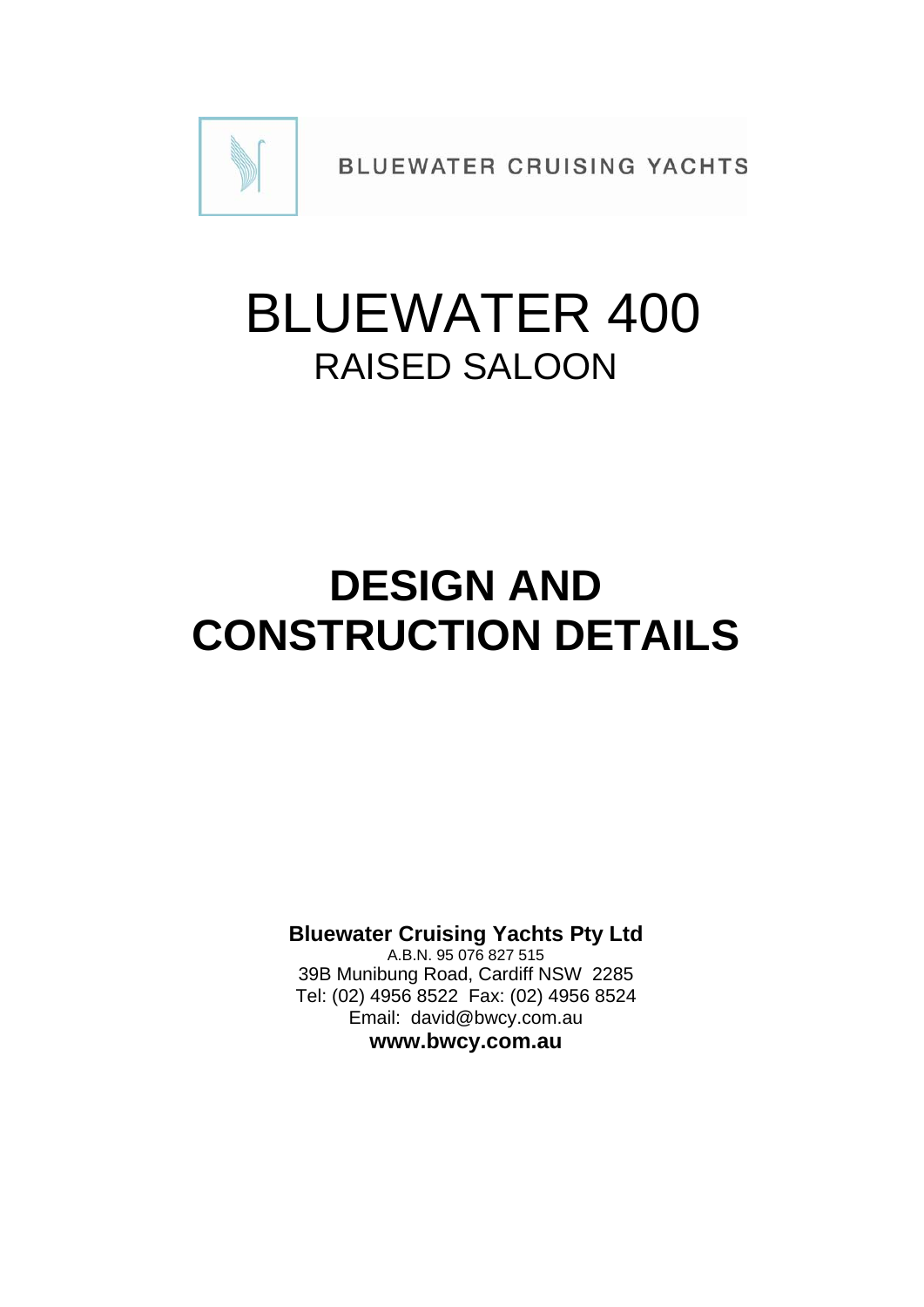BLUEWATER CRUISING YACHTS

# BLUEWATER 400

## RAISED SALOON

# DESIGN AND CONSTRUCTION DETAILS

**Bluewater Cruising Yachts Pty Ltd**
A.B.N. 95 076 827 515
39B Munibung Road, Cardiff NSW 2285
Tel: (02) 4956 8522 Fax: (02) 4956 8524
Email: david@bwcy.com.au
**www.bwcy.com.au**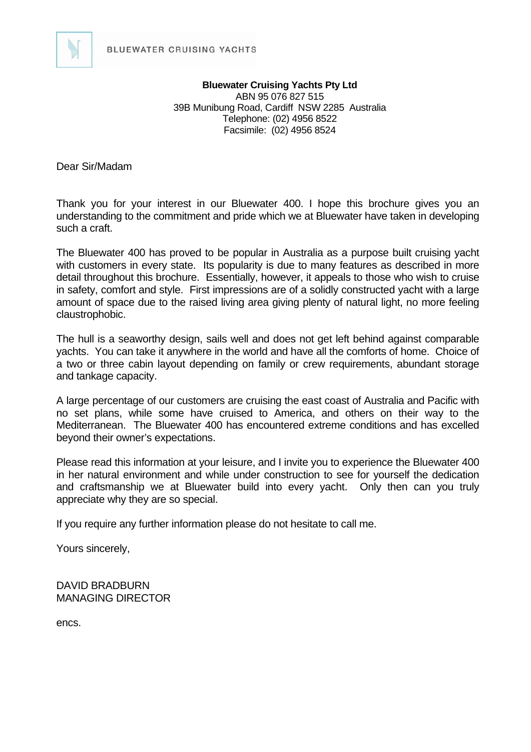BLUEWATER CRUISING YACHTS

**Bluewater Cruising Yachts Pty Ltd**
ABN 95 076 827 515
39B Munibung Road, Cardiff NSW 2285 Australia
Telephone: (02) 4956 8522
Facsimile: (02) 4956 8524

Dear Sir/Madam

Thank you for your interest in our Bluewater 400. I hope this brochure gives you an understanding to the commitment and pride which we at Bluewater have taken in developing such a craft.

The Bluewater 400 has proved to be popular in Australia as a purpose built cruising yacht with customers in every state. Its popularity is due to many features as described in more detail throughout this brochure. Essentially, however, it appeals to those who wish to cruise in safety, comfort and style. First impressions are of a solidly constructed yacht with a large amount of space due to the raised living area giving plenty of natural light, no more feeling claustrophobic.

The hull is a seaworthy design, sails well and does not get left behind against comparable yachts. You can take it anywhere in the world and have all the comforts of home. Choice of a two or three cabin layout depending on family or crew requirements, abundant storage and tankage capacity.

A large percentage of our customers are cruising the east coast of Australia and Pacific with no set plans, while some have cruised to America, and others on their way to the Mediterranean. The Bluewater 400 has encountered extreme conditions and has excelled beyond their owner's expectations.

Please read this information at your leisure, and I invite you to experience the Bluewater 400 in her natural environment and while under construction to see for yourself the dedication and craftsmanship we at Bluewater build into every yacht. Only then can you truly appreciate why they are so special.

If you require any further information please do not hesitate to call me.

Yours sincerely,

DAVID BRADBURN
MANAGING DIRECTOR

encs.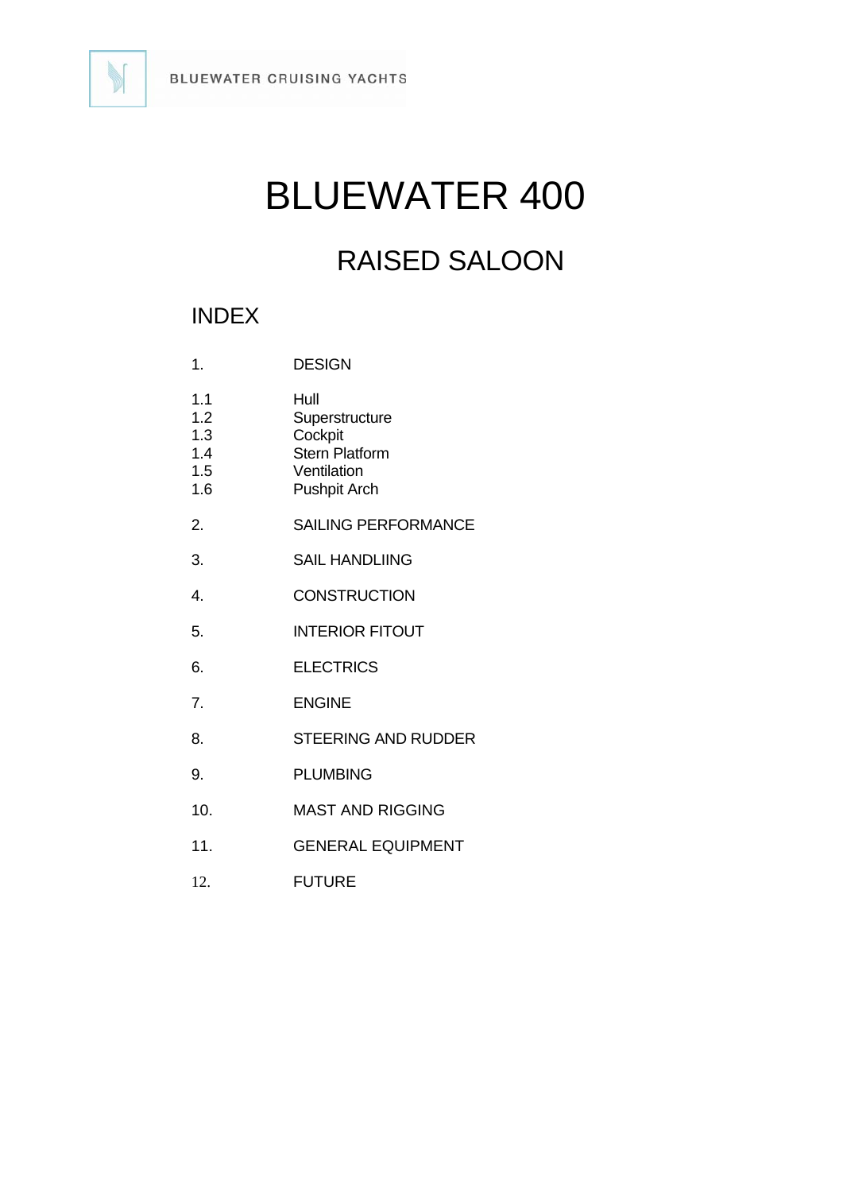BLUEWATER CRUISING YACHTS

# BLUEWATER 400

## RAISED SALOON

### INDEX

| | |
|---|---|
| 1. | DESIGN |
| 1.1 | Hull |
| 1.2 | Superstructure |
| 1.3 | Cockpit |
| 1.4 | Stern Platform |
| 1.5 | Ventilation |
| 1.6 | Pushpit Arch |
| 2. | SAILING PERFORMANCE |
| 3. | SAIL HANDLIING |
| 4. | CONSTRUCTION |
| 5. | INTERIOR FITOUT |
| 6. | ELECTRICS |
| 7. | ENGINE |
| 8. | STEERING AND RUDDER |
| 9. | PLUMBING |
| 10. | MAST AND RIGGING |
| 11. | GENERAL EQUIPMENT |
| 12. | FUTURE |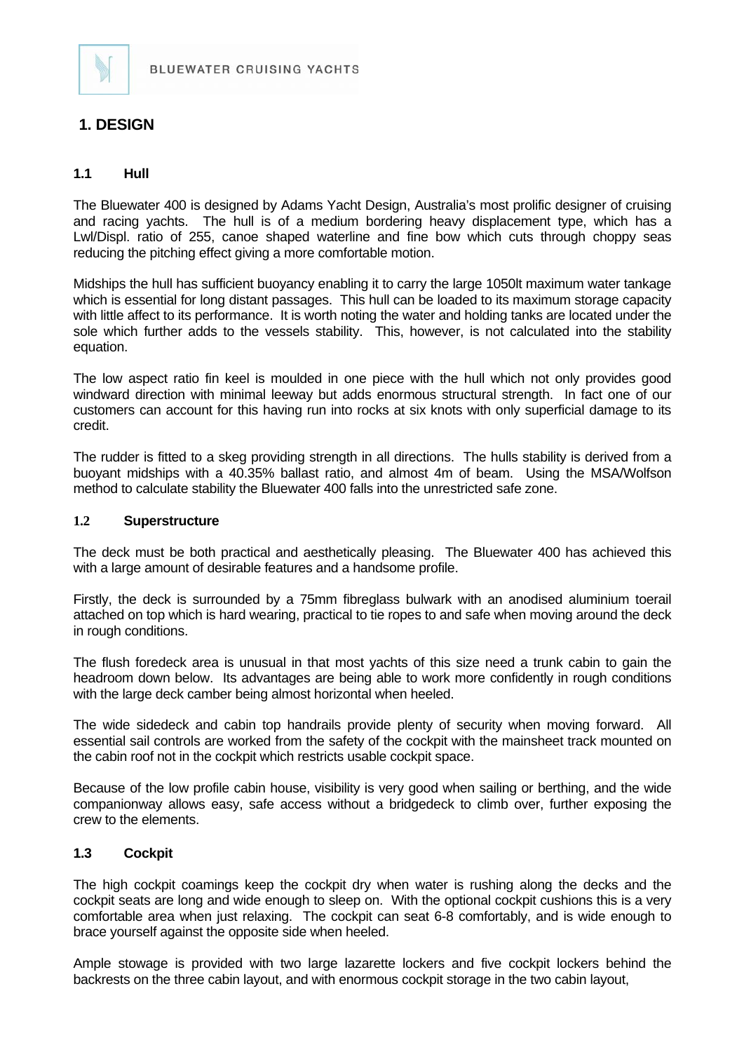# 1. DESIGN

## 1.1 Hull

The Bluewater 400 is designed by Adams Yacht Design, Australia's most prolific designer of cruising and racing yachts. The hull is of a medium bordering heavy displacement type, which has a Lwl/Displ. ratio of 255, canoe shaped waterline and fine bow which cuts through choppy seas reducing the pitching effect giving a more comfortable motion.

Midships the hull has sufficient buoyancy enabling it to carry the large 1050lt maximum water tankage which is essential for long distant passages. This hull can be loaded to its maximum storage capacity with little affect to its performance. It is worth noting the water and holding tanks are located under the sole which further adds to the vessels stability. This, however, is not calculated into the stability equation.

The low aspect ratio fin keel is moulded in one piece with the hull which not only provides good windward direction with minimal leeway but adds enormous structural strength. In fact one of our customers can account for this having run into rocks at six knots with only superficial damage to its credit.

The rudder is fitted to a skeg providing strength in all directions. The hulls stability is derived from a buoyant midships with a 40.35% ballast ratio, and almost 4m of beam. Using the MSA/Wolfson method to calculate stability the Bluewater 400 falls into the unrestricted safe zone.

## 1.2 Superstructure

The deck must be both practical and aesthetically pleasing. The Bluewater 400 has achieved this with a large amount of desirable features and a handsome profile.

Firstly, the deck is surrounded by a 75mm fibreglass bulwark with an anodised aluminium toerail attached on top which is hard wearing, practical to tie ropes to and safe when moving around the deck in rough conditions.

The flush foredeck area is unusual in that most yachts of this size need a trunk cabin to gain the headroom down below. Its advantages are being able to work more confidently in rough conditions with the large deck camber being almost horizontal when heeled.

The wide sidedeck and cabin top handrails provide plenty of security when moving forward. All essential sail controls are worked from the safety of the cockpit with the mainsheet track mounted on the cabin roof not in the cockpit which restricts usable cockpit space.

Because of the low profile cabin house, visibility is very good when sailing or berthing, and the wide companionway allows easy, safe access without a bridgedeck to climb over, further exposing the crew to the elements.

## 1.3 Cockpit

The high cockpit coamings keep the cockpit dry when water is rushing along the decks and the cockpit seats are long and wide enough to sleep on. With the optional cockpit cushions this is a very comfortable area when just relaxing. The cockpit can seat 6-8 comfortably, and is wide enough to brace yourself against the opposite side when heeled.

Ample stowage is provided with two large lazarette lockers and five cockpit lockers behind the backrests on the three cabin layout, and with enormous cockpit storage in the two cabin layout,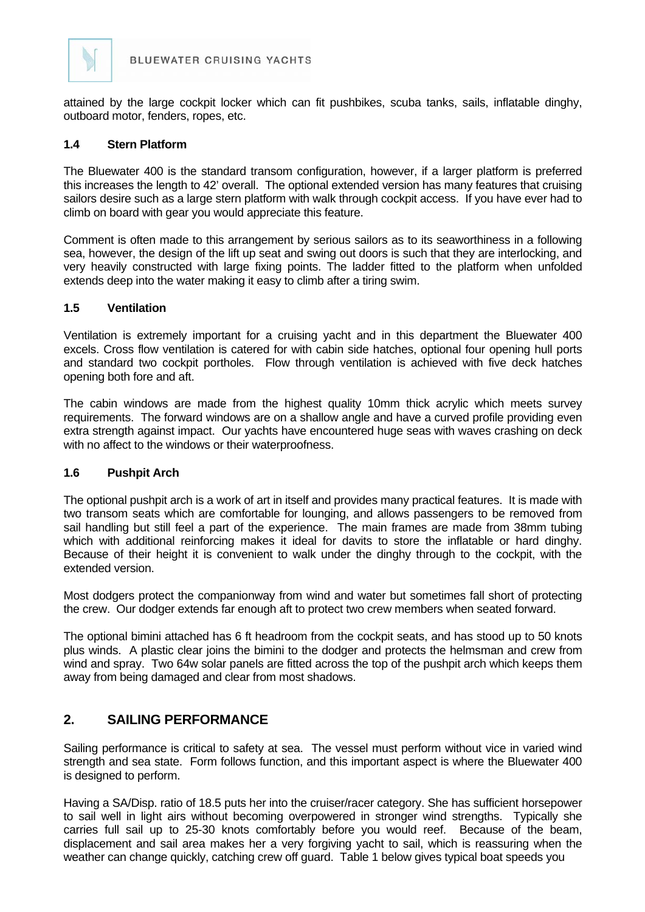attained by the large cockpit locker which can fit pushbikes, scuba tanks, sails, inflatable dinghy, outboard motor, fenders, ropes, etc.

### 1.4 Stern Platform

The Bluewater 400 is the standard transom configuration, however, if a larger platform is preferred this increases the length to 42' overall. The optional extended version has many features that cruising sailors desire such as a large stern platform with walk through cockpit access. If you have ever had to climb on board with gear you would appreciate this feature.

Comment is often made to this arrangement by serious sailors as to its seaworthiness in a following sea, however, the design of the lift up seat and swing out doors is such that they are interlocking, and very heavily constructed with large fixing points. The ladder fitted to the platform when unfolded extends deep into the water making it easy to climb after a tiring swim.

### 1.5 Ventilation

Ventilation is extremely important for a cruising yacht and in this department the Bluewater 400 excels. Cross flow ventilation is catered for with cabin side hatches, optional four opening hull ports and standard two cockpit portholes. Flow through ventilation is achieved with five deck hatches opening both fore and aft.

The cabin windows are made from the highest quality 10mm thick acrylic which meets survey requirements. The forward windows are on a shallow angle and have a curved profile providing even extra strength against impact. Our yachts have encountered huge seas with waves crashing on deck with no affect to the windows or their waterproofness.

### 1.6 Pushpit Arch

The optional pushpit arch is a work of art in itself and provides many practical features. It is made with two transom seats which are comfortable for lounging, and allows passengers to be removed from sail handling but still feel a part of the experience. The main frames are made from 38mm tubing which with additional reinforcing makes it ideal for davits to store the inflatable or hard dinghy. Because of their height it is convenient to walk under the dinghy through to the cockpit, with the extended version.

Most dodgers protect the companionway from wind and water but sometimes fall short of protecting the crew. Our dodger extends far enough aft to protect two crew members when seated forward.

The optional bimini attached has 6 ft headroom from the cockpit seats, and has stood up to 50 knots plus winds. A plastic clear joins the bimini to the dodger and protects the helmsman and crew from wind and spray. Two 64w solar panels are fitted across the top of the pushpit arch which keeps them away from being damaged and clear from most shadows.

## 2. SAILING PERFORMANCE

Sailing performance is critical to safety at sea. The vessel must perform without vice in varied wind strength and sea state. Form follows function, and this important aspect is where the Bluewater 400 is designed to perform.

Having a SA/Disp. ratio of 18.5 puts her into the cruiser/racer category. She has sufficient horsepower to sail well in light airs without becoming overpowered in stronger wind strengths. Typically she carries full sail up to 25-30 knots comfortably before you would reef. Because of the beam, displacement and sail area makes her a very forgiving yacht to sail, which is reassuring when the weather can change quickly, catching crew off guard. Table 1 below gives typical boat speeds you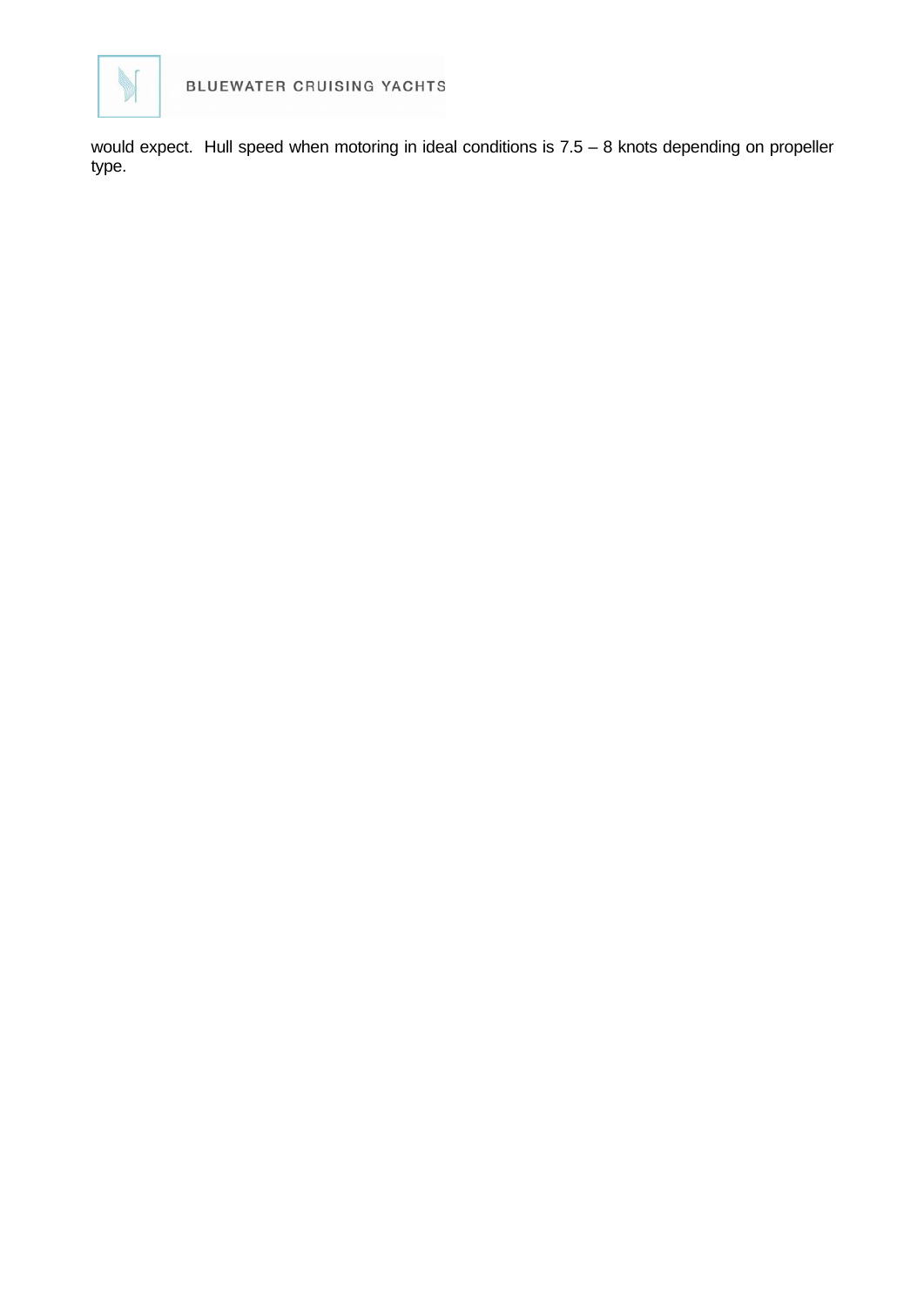would expect. Hull speed when motoring in ideal conditions is 7.5 – 8 knots depending on propeller type.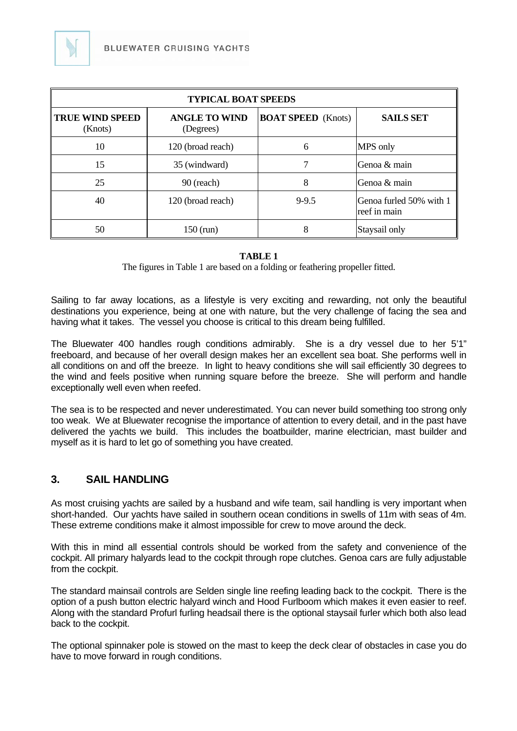| TYPICAL BOAT SPEEDS | | | |
|---|---|---|---|
| **TRUE WIND SPEED** (Knots) | **ANGLE TO WIND** (Degrees) | **BOAT SPEED** (Knots) | **SAILS SET** |
| 10 | 120 (broad reach) | 6 | MPS only |
| 15 | 35 (windward) | 7 | Genoa & main |
| 25 | 90 (reach) | 8 | Genoa & main |
| 40 | 120 (broad reach) | 9-9.5 | Genoa furled 50% with 1 reef in main |
| 50 | 150 (run) | 8 | Staysail only |

**TABLE 1**

The figures in Table 1 are based on a folding or feathering propeller fitted.

Sailing to far away locations, as a lifestyle is very exciting and rewarding, not only the beautiful destinations you experience, being at one with nature, but the very challenge of facing the sea and having what it takes. The vessel you choose is critical to this dream being fulfilled.

The Bluewater 400 handles rough conditions admirably. She is a dry vessel due to her 5'1" freeboard, and because of her overall design makes her an excellent sea boat. She performs well in all conditions on and off the breeze. In light to heavy conditions she will sail efficiently 30 degrees to the wind and feels positive when running square before the breeze. She will perform and handle exceptionally well even when reefed.

The sea is to be respected and never underestimated. You can never build something too strong only too weak. We at Bluewater recognise the importance of attention to every detail, and in the past have delivered the yachts we build. This includes the boatbuilder, marine electrician, mast builder and myself as it is hard to let go of something you have created.

## 3. SAIL HANDLING

As most cruising yachts are sailed by a husband and wife team, sail handling is very important when short-handed. Our yachts have sailed in southern ocean conditions in swells of 11m with seas of 4m. These extreme conditions make it almost impossible for crew to move around the deck.

With this in mind all essential controls should be worked from the safety and convenience of the cockpit. All primary halyards lead to the cockpit through rope clutches. Genoa cars are fully adjustable from the cockpit.

The standard mainsail controls are Selden single line reefing leading back to the cockpit. There is the option of a push button electric halyard winch and Hood Furlboom which makes it even easier to reef. Along with the standard Profurl furling headsail there is the optional staysail furler which both also lead back to the cockpit.

The optional spinnaker pole is stowed on the mast to keep the deck clear of obstacles in case you do have to move forward in rough conditions.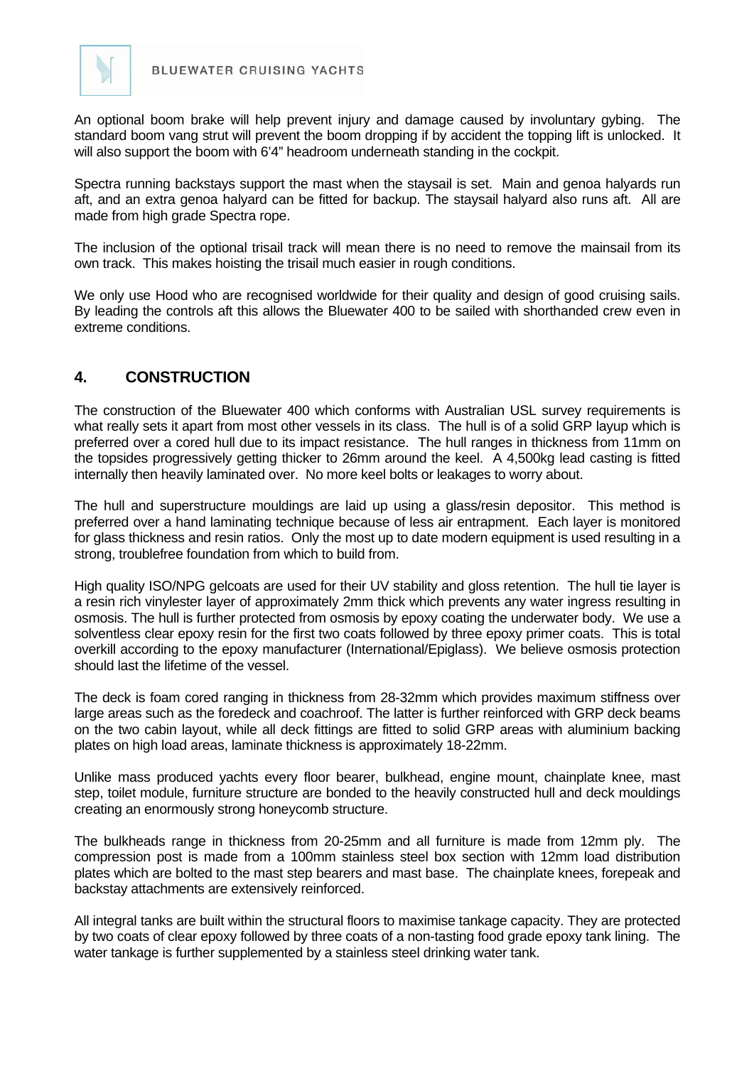An optional boom brake will help prevent injury and damage caused by involuntary gybing. The standard boom vang strut will prevent the boom dropping if by accident the topping lift is unlocked. It will also support the boom with 6'4" headroom underneath standing in the cockpit.

Spectra running backstays support the mast when the staysail is set. Main and genoa halyards run aft, and an extra genoa halyard can be fitted for backup. The staysail halyard also runs aft. All are made from high grade Spectra rope.

The inclusion of the optional trisail track will mean there is no need to remove the mainsail from its own track. This makes hoisting the trisail much easier in rough conditions.

We only use Hood who are recognised worldwide for their quality and design of good cruising sails. By leading the controls aft this allows the Bluewater 400 to be sailed with shorthanded crew even in extreme conditions.

## 4. CONSTRUCTION

The construction of the Bluewater 400 which conforms with Australian USL survey requirements is what really sets it apart from most other vessels in its class. The hull is of a solid GRP layup which is preferred over a cored hull due to its impact resistance. The hull ranges in thickness from 11mm on the topsides progressively getting thicker to 26mm around the keel. A 4,500kg lead casting is fitted internally then heavily laminated over. No more keel bolts or leakages to worry about.

The hull and superstructure mouldings are laid up using a glass/resin depositor. This method is preferred over a hand laminating technique because of less air entrapment. Each layer is monitored for glass thickness and resin ratios. Only the most up to date modern equipment is used resulting in a strong, troublefree foundation from which to build from.

High quality ISO/NPG gelcoats are used for their UV stability and gloss retention. The hull tie layer is a resin rich vinylester layer of approximately 2mm thick which prevents any water ingress resulting in osmosis. The hull is further protected from osmosis by epoxy coating the underwater body. We use a solventless clear epoxy resin for the first two coats followed by three epoxy primer coats. This is total overkill according to the epoxy manufacturer (International/Epiglass). We believe osmosis protection should last the lifetime of the vessel.

The deck is foam cored ranging in thickness from 28-32mm which provides maximum stiffness over large areas such as the foredeck and coachroof. The latter is further reinforced with GRP deck beams on the two cabin layout, while all deck fittings are fitted to solid GRP areas with aluminium backing plates on high load areas, laminate thickness is approximately 18-22mm.

Unlike mass produced yachts every floor bearer, bulkhead, engine mount, chainplate knee, mast step, toilet module, furniture structure are bonded to the heavily constructed hull and deck mouldings creating an enormously strong honeycomb structure.

The bulkheads range in thickness from 20-25mm and all furniture is made from 12mm ply. The compression post is made from a 100mm stainless steel box section with 12mm load distribution plates which are bolted to the mast step bearers and mast base. The chainplate knees, forepeak and backstay attachments are extensively reinforced.

All integral tanks are built within the structural floors to maximise tankage capacity. They are protected by two coats of clear epoxy followed by three coats of a non-tasting food grade epoxy tank lining. The water tankage is further supplemented by a stainless steel drinking water tank.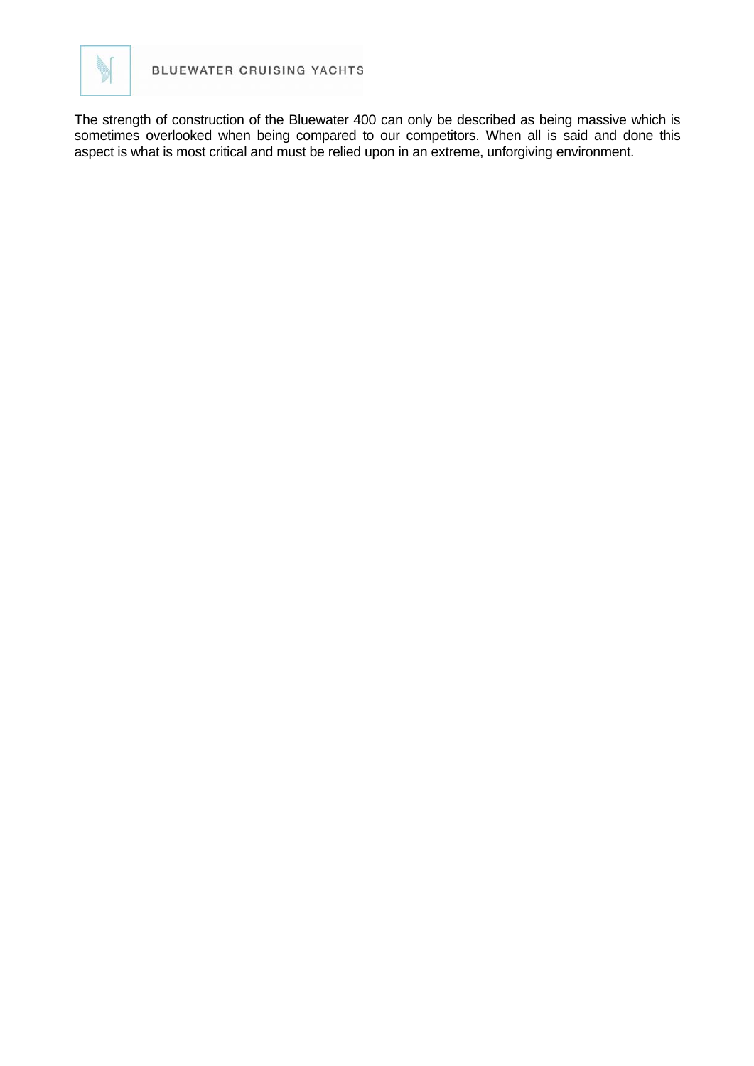The strength of construction of the Bluewater 400 can only be described as being massive which is sometimes overlooked when being compared to our competitors. When all is said and done this aspect is what is most critical and must be relied upon in an extreme, unforgiving environment.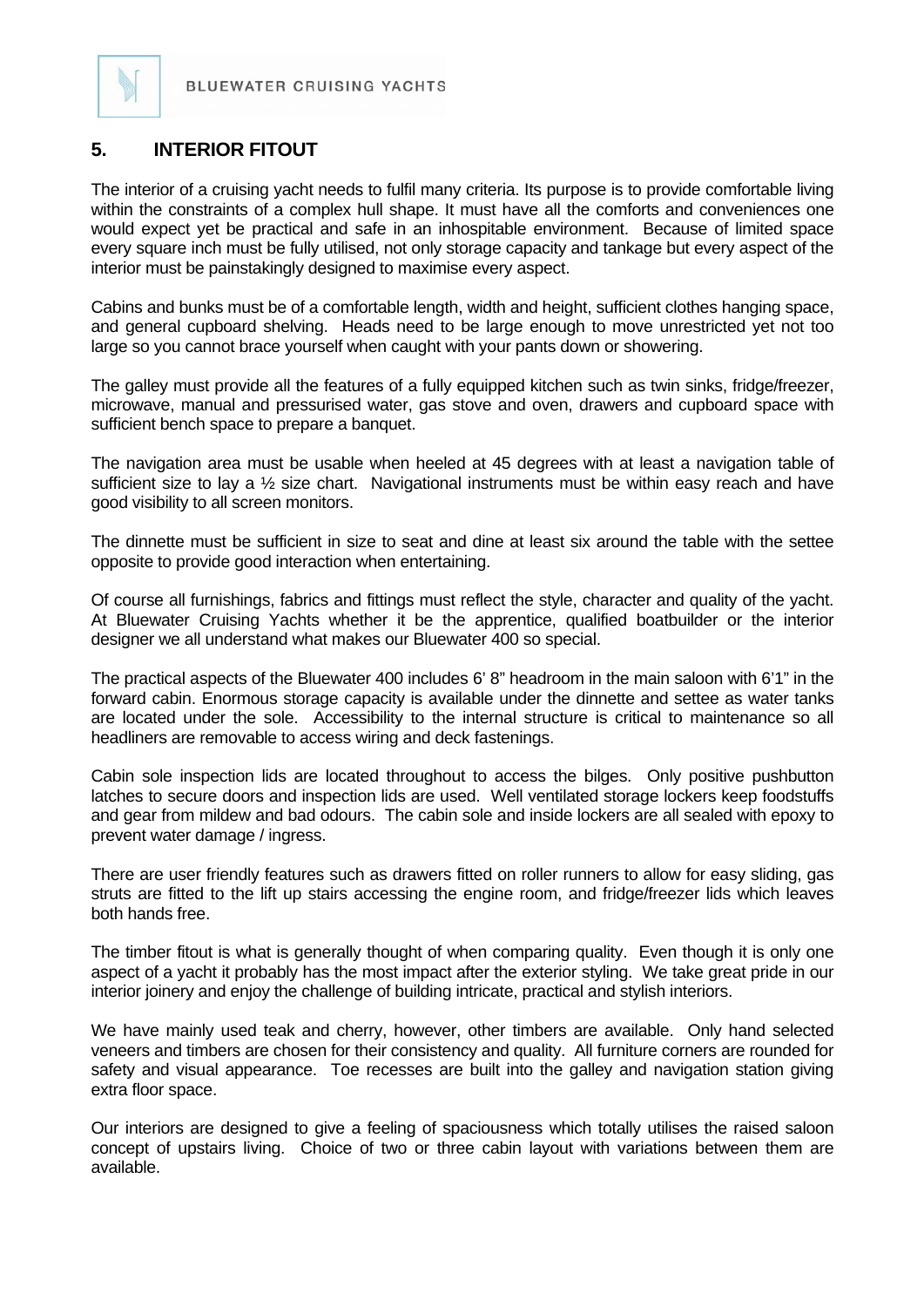## 5. INTERIOR FITOUT

The interior of a cruising yacht needs to fulfil many criteria. Its purpose is to provide comfortable living within the constraints of a complex hull shape. It must have all the comforts and conveniences one would expect yet be practical and safe in an inhospitable environment. Because of limited space every square inch must be fully utilised, not only storage capacity and tankage but every aspect of the interior must be painstakingly designed to maximise every aspect.

Cabins and bunks must be of a comfortable length, width and height, sufficient clothes hanging space, and general cupboard shelving. Heads need to be large enough to move unrestricted yet not too large so you cannot brace yourself when caught with your pants down or showering.

The galley must provide all the features of a fully equipped kitchen such as twin sinks, fridge/freezer, microwave, manual and pressurised water, gas stove and oven, drawers and cupboard space with sufficient bench space to prepare a banquet.

The navigation area must be usable when heeled at 45 degrees with at least a navigation table of sufficient size to lay a ½ size chart. Navigational instruments must be within easy reach and have good visibility to all screen monitors.

The dinnette must be sufficient in size to seat and dine at least six around the table with the settee opposite to provide good interaction when entertaining.

Of course all furnishings, fabrics and fittings must reflect the style, character and quality of the yacht. At Bluewater Cruising Yachts whether it be the apprentice, qualified boatbuilder or the interior designer we all understand what makes our Bluewater 400 so special.

The practical aspects of the Bluewater 400 includes 6' 8" headroom in the main saloon with 6'1" in the forward cabin. Enormous storage capacity is available under the dinnette and settee as water tanks are located under the sole. Accessibility to the internal structure is critical to maintenance so all headliners are removable to access wiring and deck fastenings.

Cabin sole inspection lids are located throughout to access the bilges. Only positive pushbutton latches to secure doors and inspection lids are used. Well ventilated storage lockers keep foodstuffs and gear from mildew and bad odours. The cabin sole and inside lockers are all sealed with epoxy to prevent water damage / ingress.

There are user friendly features such as drawers fitted on roller runners to allow for easy sliding, gas struts are fitted to the lift up stairs accessing the engine room, and fridge/freezer lids which leaves both hands free.

The timber fitout is what is generally thought of when comparing quality. Even though it is only one aspect of a yacht it probably has the most impact after the exterior styling. We take great pride in our interior joinery and enjoy the challenge of building intricate, practical and stylish interiors.

We have mainly used teak and cherry, however, other timbers are available. Only hand selected veneers and timbers are chosen for their consistency and quality. All furniture corners are rounded for safety and visual appearance. Toe recesses are built into the galley and navigation station giving extra floor space.

Our interiors are designed to give a feeling of spaciousness which totally utilises the raised saloon concept of upstairs living. Choice of two or three cabin layout with variations between them are available.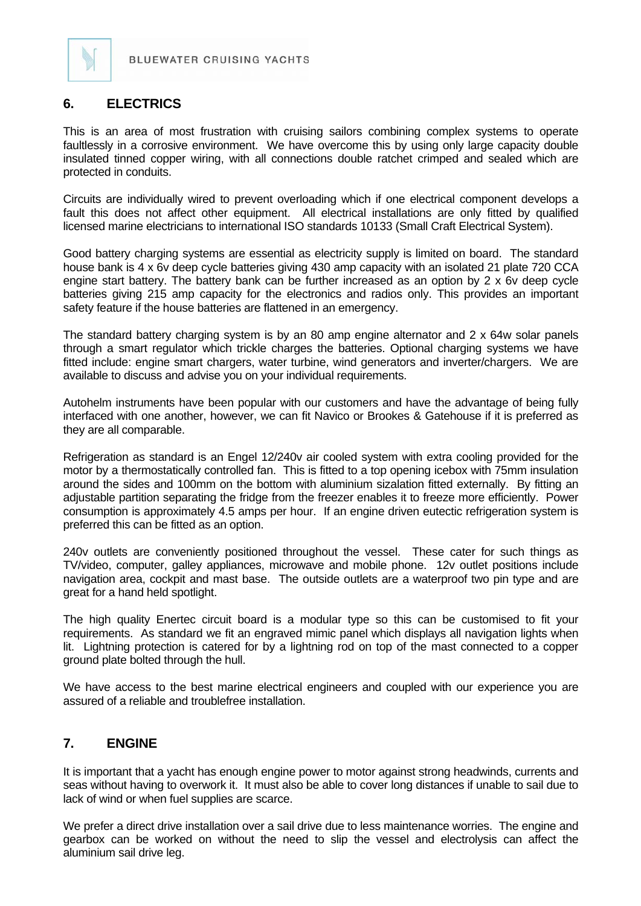## 6. ELECTRICS

This is an area of most frustration with cruising sailors combining complex systems to operate faultlessly in a corrosive environment. We have overcome this by using only large capacity double insulated tinned copper wiring, with all connections double ratchet crimped and sealed which are protected in conduits.

Circuits are individually wired to prevent overloading which if one electrical component develops a fault this does not affect other equipment. All electrical installations are only fitted by qualified licensed marine electricians to international ISO standards 10133 (Small Craft Electrical System).

Good battery charging systems are essential as electricity supply is limited on board. The standard house bank is 4 x 6v deep cycle batteries giving 430 amp capacity with an isolated 21 plate 720 CCA engine start battery. The battery bank can be further increased as an option by 2 x 6v deep cycle batteries giving 215 amp capacity for the electronics and radios only. This provides an important safety feature if the house batteries are flattened in an emergency.

The standard battery charging system is by an 80 amp engine alternator and 2 x 64w solar panels through a smart regulator which trickle charges the batteries. Optional charging systems we have fitted include: engine smart chargers, water turbine, wind generators and inverter/chargers. We are available to discuss and advise you on your individual requirements.

Autohelm instruments have been popular with our customers and have the advantage of being fully interfaced with one another, however, we can fit Navico or Brookes & Gatehouse if it is preferred as they are all comparable.

Refrigeration as standard is an Engel 12/240v air cooled system with extra cooling provided for the motor by a thermostatically controlled fan. This is fitted to a top opening icebox with 75mm insulation around the sides and 100mm on the bottom with aluminium sizalation fitted externally. By fitting an adjustable partition separating the fridge from the freezer enables it to freeze more efficiently. Power consumption is approximately 4.5 amps per hour. If an engine driven eutectic refrigeration system is preferred this can be fitted as an option.

240v outlets are conveniently positioned throughout the vessel. These cater for such things as TV/video, computer, galley appliances, microwave and mobile phone. 12v outlet positions include navigation area, cockpit and mast base. The outside outlets are a waterproof two pin type and are great for a hand held spotlight.

The high quality Enertec circuit board is a modular type so this can be customised to fit your requirements. As standard we fit an engraved mimic panel which displays all navigation lights when lit. Lightning protection is catered for by a lightning rod on top of the mast connected to a copper ground plate bolted through the hull.

We have access to the best marine electrical engineers and coupled with our experience you are assured of a reliable and troublefree installation.

## 7. ENGINE

It is important that a yacht has enough engine power to motor against strong headwinds, currents and seas without having to overwork it. It must also be able to cover long distances if unable to sail due to lack of wind or when fuel supplies are scarce.

We prefer a direct drive installation over a sail drive due to less maintenance worries. The engine and gearbox can be worked on without the need to slip the vessel and electrolysis can affect the aluminium sail drive leg.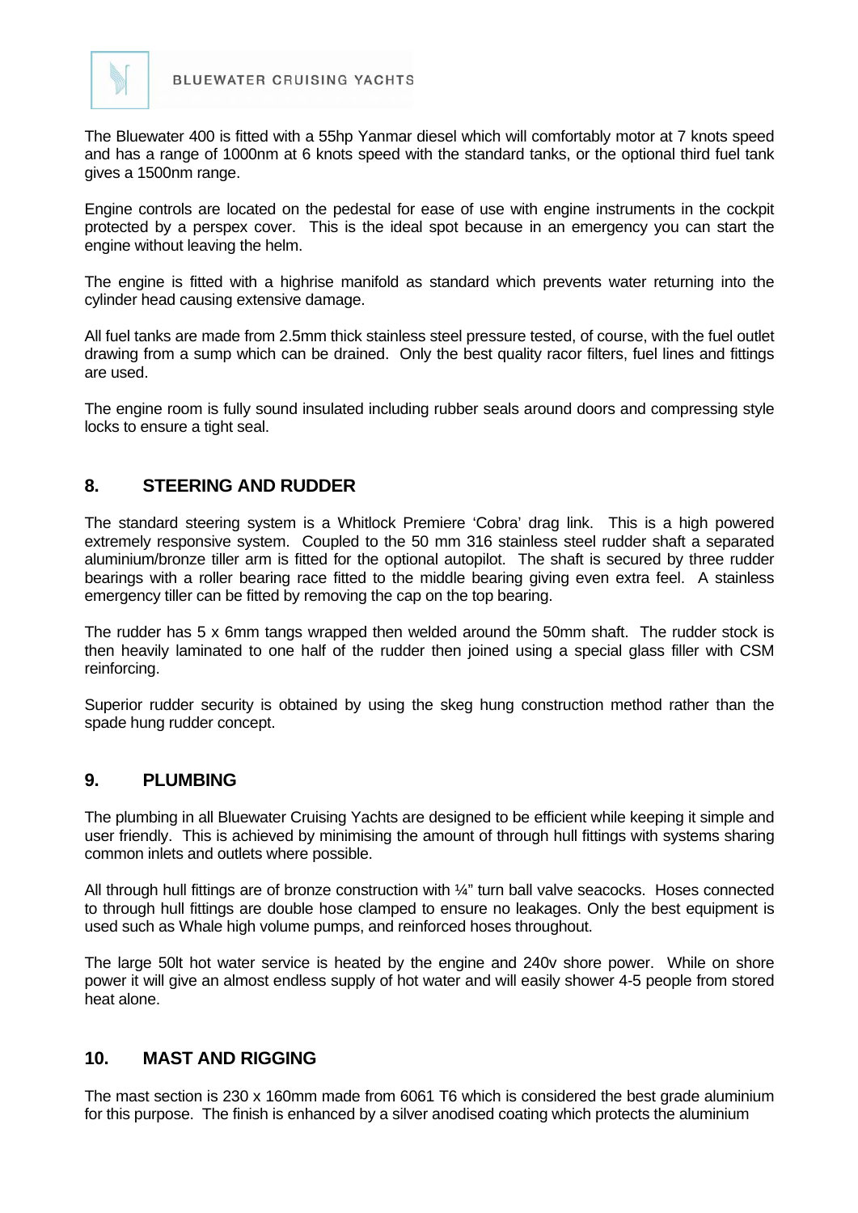The Bluewater 400 is fitted with a 55hp Yanmar diesel which will comfortably motor at 7 knots speed and has a range of 1000nm at 6 knots speed with the standard tanks, or the optional third fuel tank gives a 1500nm range.

Engine controls are located on the pedestal for ease of use with engine instruments in the cockpit protected by a perspex cover. This is the ideal spot because in an emergency you can start the engine without leaving the helm.

The engine is fitted with a highrise manifold as standard which prevents water returning into the cylinder head causing extensive damage.

All fuel tanks are made from 2.5mm thick stainless steel pressure tested, of course, with the fuel outlet drawing from a sump which can be drained. Only the best quality racor filters, fuel lines and fittings are used.

The engine room is fully sound insulated including rubber seals around doors and compressing style locks to ensure a tight seal.

## 8. STEERING AND RUDDER

The standard steering system is a Whitlock Premiere 'Cobra' drag link. This is a high powered extremely responsive system. Coupled to the 50 mm 316 stainless steel rudder shaft a separated aluminium/bronze tiller arm is fitted for the optional autopilot. The shaft is secured by three rudder bearings with a roller bearing race fitted to the middle bearing giving even extra feel. A stainless emergency tiller can be fitted by removing the cap on the top bearing.

The rudder has 5 x 6mm tangs wrapped then welded around the 50mm shaft. The rudder stock is then heavily laminated to one half of the rudder then joined using a special glass filler with CSM reinforcing.

Superior rudder security is obtained by using the skeg hung construction method rather than the spade hung rudder concept.

## 9. PLUMBING

The plumbing in all Bluewater Cruising Yachts are designed to be efficient while keeping it simple and user friendly. This is achieved by minimising the amount of through hull fittings with systems sharing common inlets and outlets where possible.

All through hull fittings are of bronze construction with ¼" turn ball valve seacocks. Hoses connected to through hull fittings are double hose clamped to ensure no leakages. Only the best equipment is used such as Whale high volume pumps, and reinforced hoses throughout.

The large 50lt hot water service is heated by the engine and 240v shore power. While on shore power it will give an almost endless supply of hot water and will easily shower 4-5 people from stored heat alone.

## 10. MAST AND RIGGING

The mast section is 230 x 160mm made from 6061 T6 which is considered the best grade aluminium for this purpose. The finish is enhanced by a silver anodised coating which protects the aluminium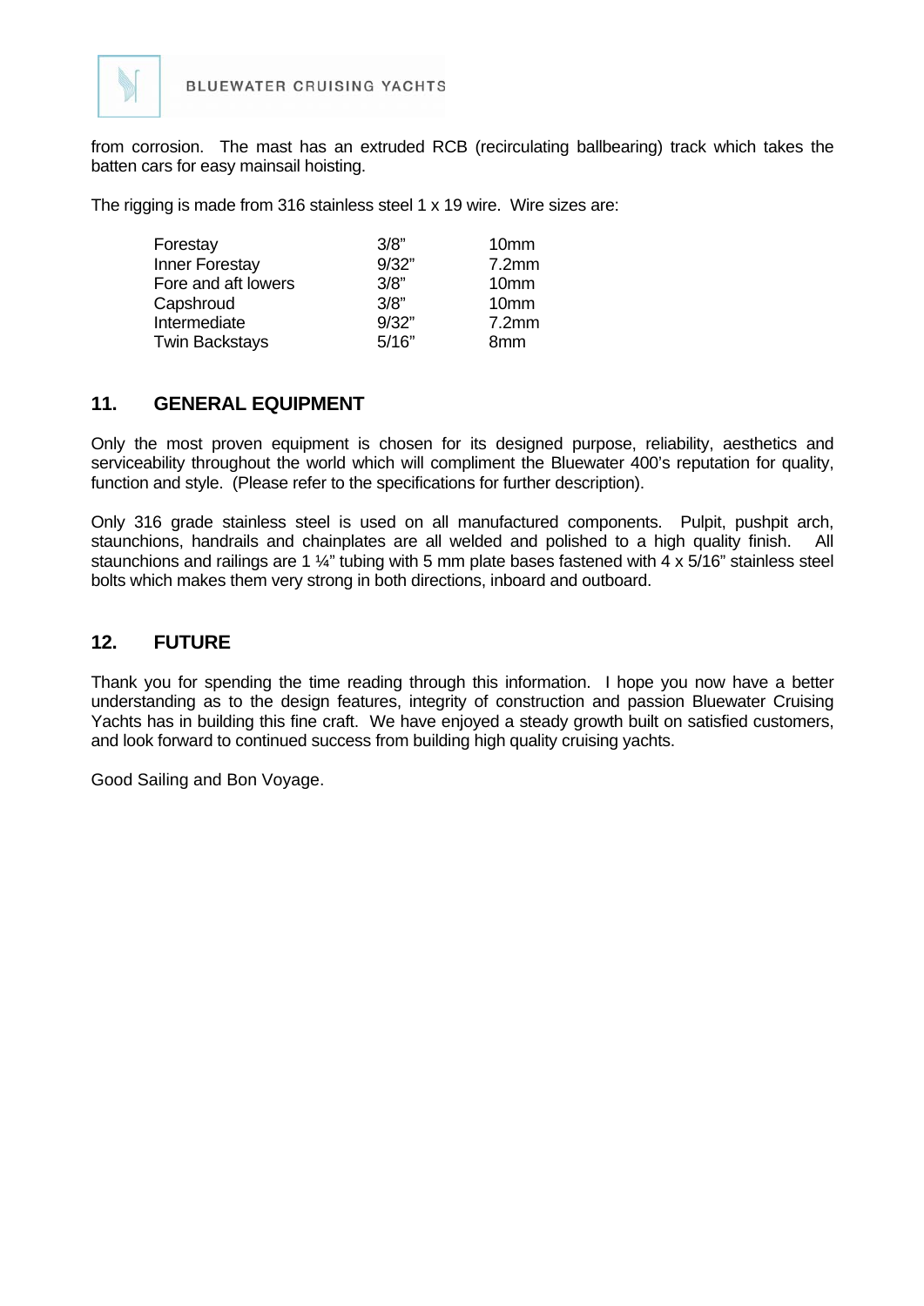from corrosion. The mast has an extruded RCB (recirculating ballbearing) track which takes the batten cars for easy mainsail hoisting.

The rigging is made from 316 stainless steel 1 x 19 wire. Wire sizes are:

| | | |
|---|---|---|
| Forestay | 3/8" | 10mm |
| Inner Forestay | 9/32" | 7.2mm |
| Fore and aft lowers | 3/8" | 10mm |
| Capshroud | 3/8" | 10mm |
| Intermediate | 9/32" | 7.2mm |
| Twin Backstays | 5/16" | 8mm |

## 11. GENERAL EQUIPMENT

Only the most proven equipment is chosen for its designed purpose, reliability, aesthetics and serviceability throughout the world which will compliment the Bluewater 400's reputation for quality, function and style. (Please refer to the specifications for further description).

Only 316 grade stainless steel is used on all manufactured components. Pulpit, pushpit arch, staunchions, handrails and chainplates are all welded and polished to a high quality finish. All staunchions and railings are 1 ¼" tubing with 5 mm plate bases fastened with 4 x 5/16" stainless steel bolts which makes them very strong in both directions, inboard and outboard.

## 12. FUTURE

Thank you for spending the time reading through this information. I hope you now have a better understanding as to the design features, integrity of construction and passion Bluewater Cruising Yachts has in building this fine craft. We have enjoyed a steady growth built on satisfied customers, and look forward to continued success from building high quality cruising yachts.

Good Sailing and Bon Voyage.